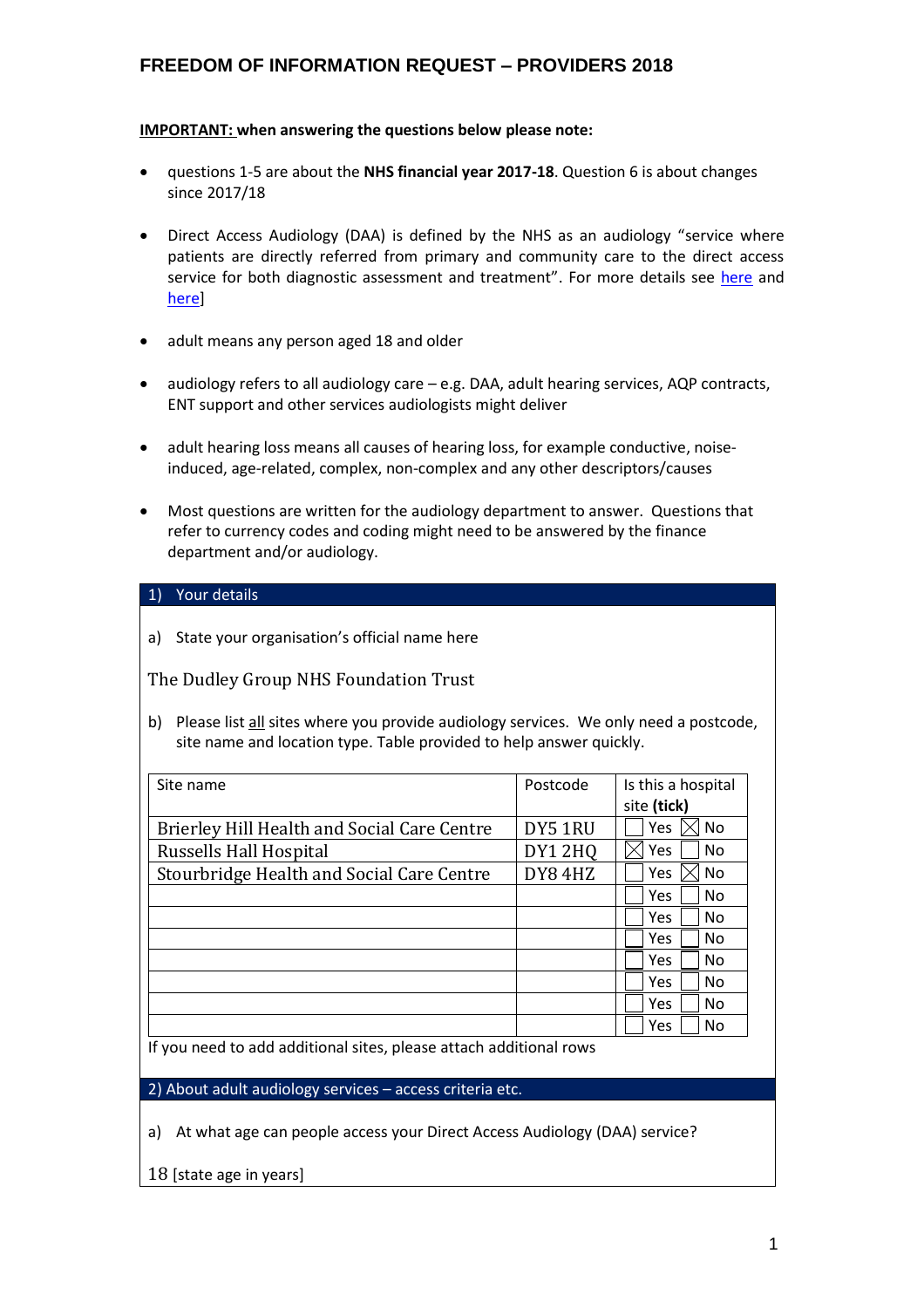# FREEDOM OF INFORMATION REQUEST – PROVIDERS 2018

**IMPORTANT: when answering the questions below please note:**

- questions 1-5 are about the **NHS financial year 2017-18**. Question 6 is about changes since 2017/18
- Direct Access Audiology (DAA) is defined by the NHS as an audiology "service where patients are directly referred from primary and community care to the direct access service for both diagnostic assessment and treatment". For more details see here and here]
- adult means any person aged 18 and older
- audiology refers to all audiology care – e.g. DAA, adult hearing services, AQP contracts, ENT support and other services audiologists might deliver
- adult hearing loss means all causes of hearing loss, for example conductive, noise-induced, age-related, complex, non-complex and any other descriptors/causes
- Most questions are written for the audiology department to answer. Questions that refer to currency codes and coding might need to be answered by the finance department and/or audiology.

## 1) Your details

a) State your organisation's official name here

The Dudley Group NHS Foundation Trust

b) Please list all sites where you provide audiology services. We only need a postcode, site name and location type. Table provided to help answer quickly.

| Site name | Postcode | Is this a hospital site **(tick)** |
|---|---|---|
| Brierley Hill Health and Social Care Centre | DY5 1RU | ☐ Yes ☒ No |
| Russells Hall Hospital | DY1 2HQ | ☒ Yes ☐ No |
| Stourbridge Health and Social Care Centre | DY8 4HZ | ☐ Yes ☒ No |
| | | ☐ Yes ☐ No |
| | | ☐ Yes ☐ No |
| | | ☐ Yes ☐ No |
| | | ☐ Yes ☐ No |
| | | ☐ Yes ☐ No |
| | | ☐ Yes ☐ No |
| | | ☐ Yes ☐ No |

If you need to add additional sites, please attach additional rows

## 2) About adult audiology services – access criteria etc.

a) At what age can people access your Direct Access Audiology (DAA) service?

18 [state age in years]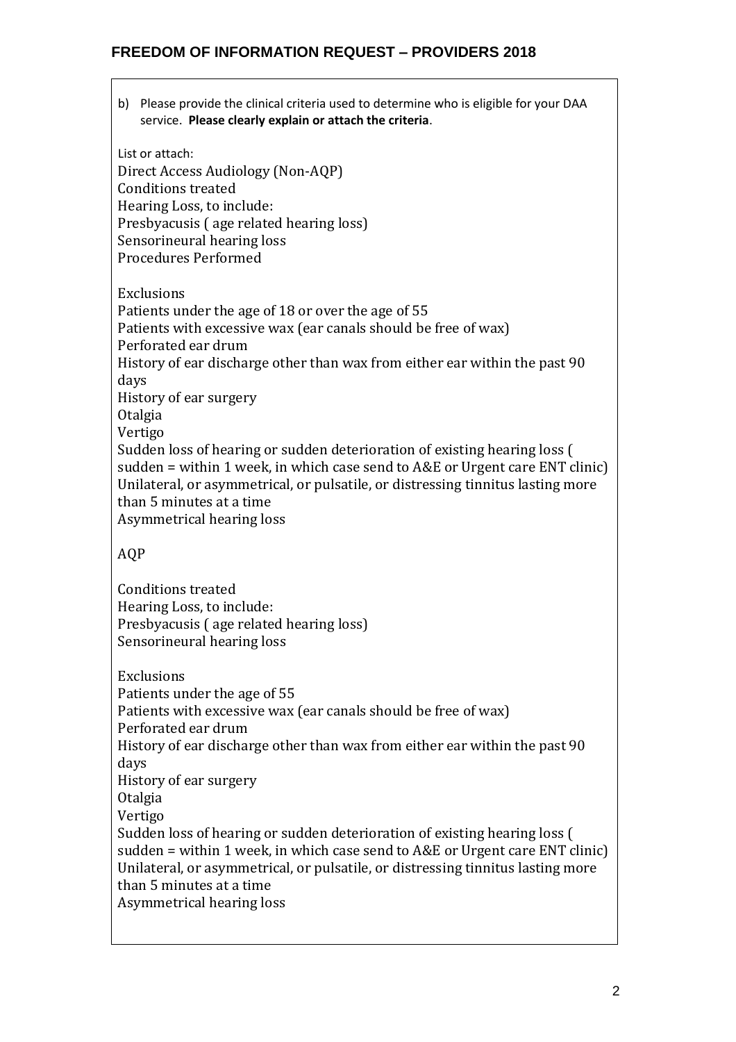b) Please provide the clinical criteria used to determine who is eligible for your DAA service. **Please clearly explain or attach the criteria**.

List or attach:

Direct Access Audiology (Non-AQP)
Conditions treated
Hearing Loss, to include:
Presbyacusis ( age related hearing loss)
Sensorineural hearing loss
Procedures Performed

Exclusions
Patients under the age of 18 or over the age of 55
Patients with excessive wax (ear canals should be free of wax)
Perforated ear drum
History of ear discharge other than wax from either ear within the past 90 days
History of ear surgery
Otalgia
Vertigo
Sudden loss of hearing or sudden deterioration of existing hearing loss ( sudden = within 1 week, in which case send to A&E or Urgent care ENT clinic)
Unilateral, or asymmetrical, or pulsatile, or distressing tinnitus lasting more than 5 minutes at a time
Asymmetrical hearing loss

AQP

Conditions treated
Hearing Loss, to include:
Presbyacusis ( age related hearing loss)
Sensorineural hearing loss

Exclusions
Patients under the age of 55
Patients with excessive wax (ear canals should be free of wax)
Perforated ear drum
History of ear discharge other than wax from either ear within the past 90 days
History of ear surgery
Otalgia
Vertigo
Sudden loss of hearing or sudden deterioration of existing hearing loss ( sudden = within 1 week, in which case send to A&E or Urgent care ENT clinic)
Unilateral, or asymmetrical, or pulsatile, or distressing tinnitus lasting more than 5 minutes at a time
Asymmetrical hearing loss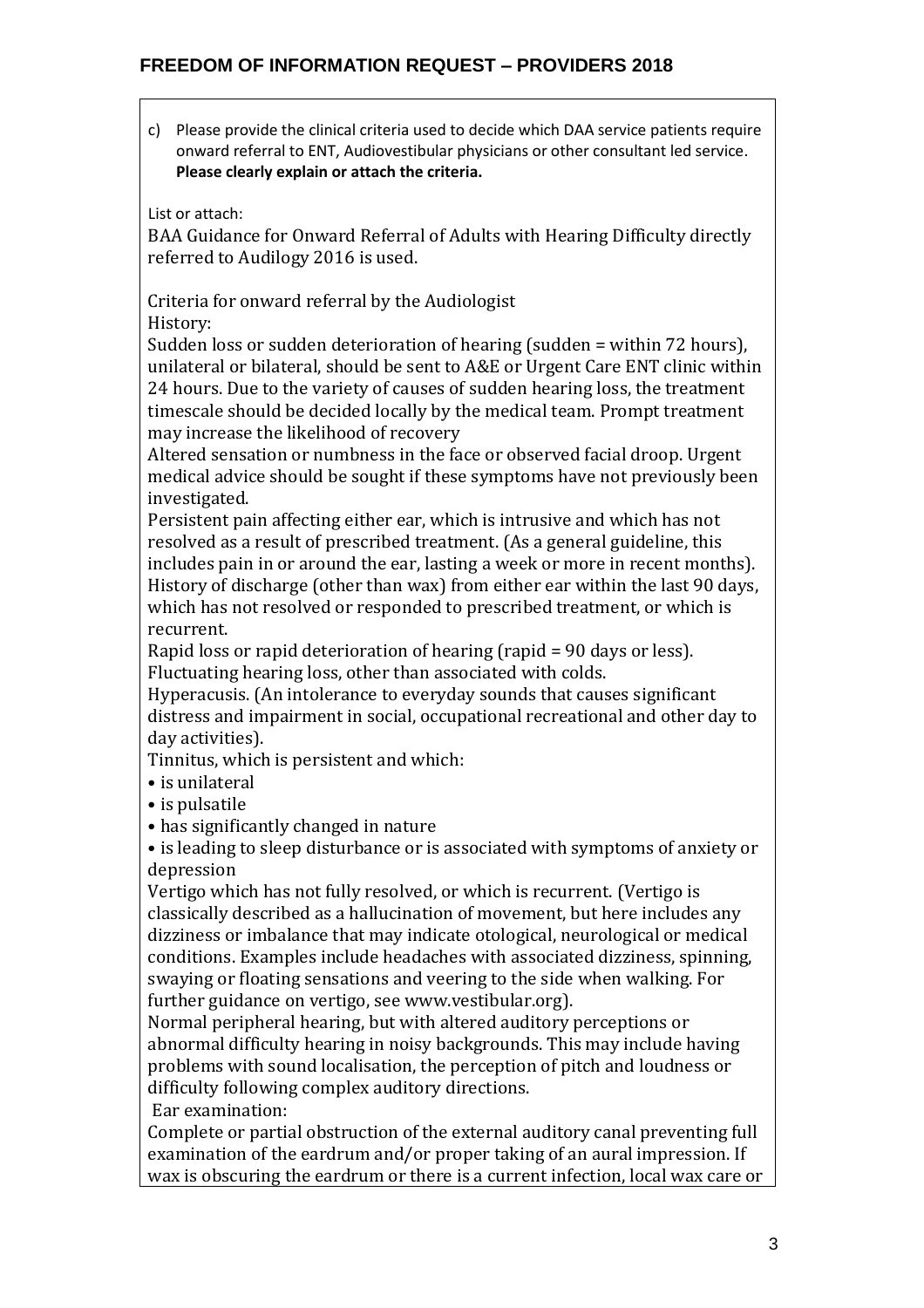c) Please provide the clinical criteria used to decide which DAA service patients require onward referral to ENT, Audiovestibular physicians or other consultant led service. **Please clearly explain or attach the criteria.**

List or attach:

BAA Guidance for Onward Referral of Adults with Hearing Difficulty directly referred to Audilogy 2016 is used.

Criteria for onward referral by the Audiologist

History:

Sudden loss or sudden deterioration of hearing (sudden = within 72 hours), unilateral or bilateral, should be sent to A&E or Urgent Care ENT clinic within 24 hours. Due to the variety of causes of sudden hearing loss, the treatment timescale should be decided locally by the medical team. Prompt treatment may increase the likelihood of recovery

Altered sensation or numbness in the face or observed facial droop. Urgent medical advice should be sought if these symptoms have not previously been investigated.

Persistent pain affecting either ear, which is intrusive and which has not resolved as a result of prescribed treatment. (As a general guideline, this includes pain in or around the ear, lasting a week or more in recent months).

History of discharge (other than wax) from either ear within the last 90 days, which has not resolved or responded to prescribed treatment, or which is recurrent.

Rapid loss or rapid deterioration of hearing (rapid = 90 days or less).

Fluctuating hearing loss, other than associated with colds.

Hyperacusis. (An intolerance to everyday sounds that causes significant distress and impairment in social, occupational recreational and other day to day activities).

Tinnitus, which is persistent and which:

- is unilateral
- is pulsatile
- has significantly changed in nature
- is leading to sleep disturbance or is associated with symptoms of anxiety or depression

Vertigo which has not fully resolved, or which is recurrent. (Vertigo is classically described as a hallucination of movement, but here includes any dizziness or imbalance that may indicate otological, neurological or medical conditions. Examples include headaches with associated dizziness, spinning, swaying or floating sensations and veering to the side when walking. For further guidance on vertigo, see www.vestibular.org).

Normal peripheral hearing, but with altered auditory perceptions or abnormal difficulty hearing in noisy backgrounds. This may include having problems with sound localisation, the perception of pitch and loudness or difficulty following complex auditory directions.

Ear examination:

Complete or partial obstruction of the external auditory canal preventing full examination of the eardrum and/or proper taking of an aural impression. If wax is obscuring the eardrum or there is a current infection, local wax care or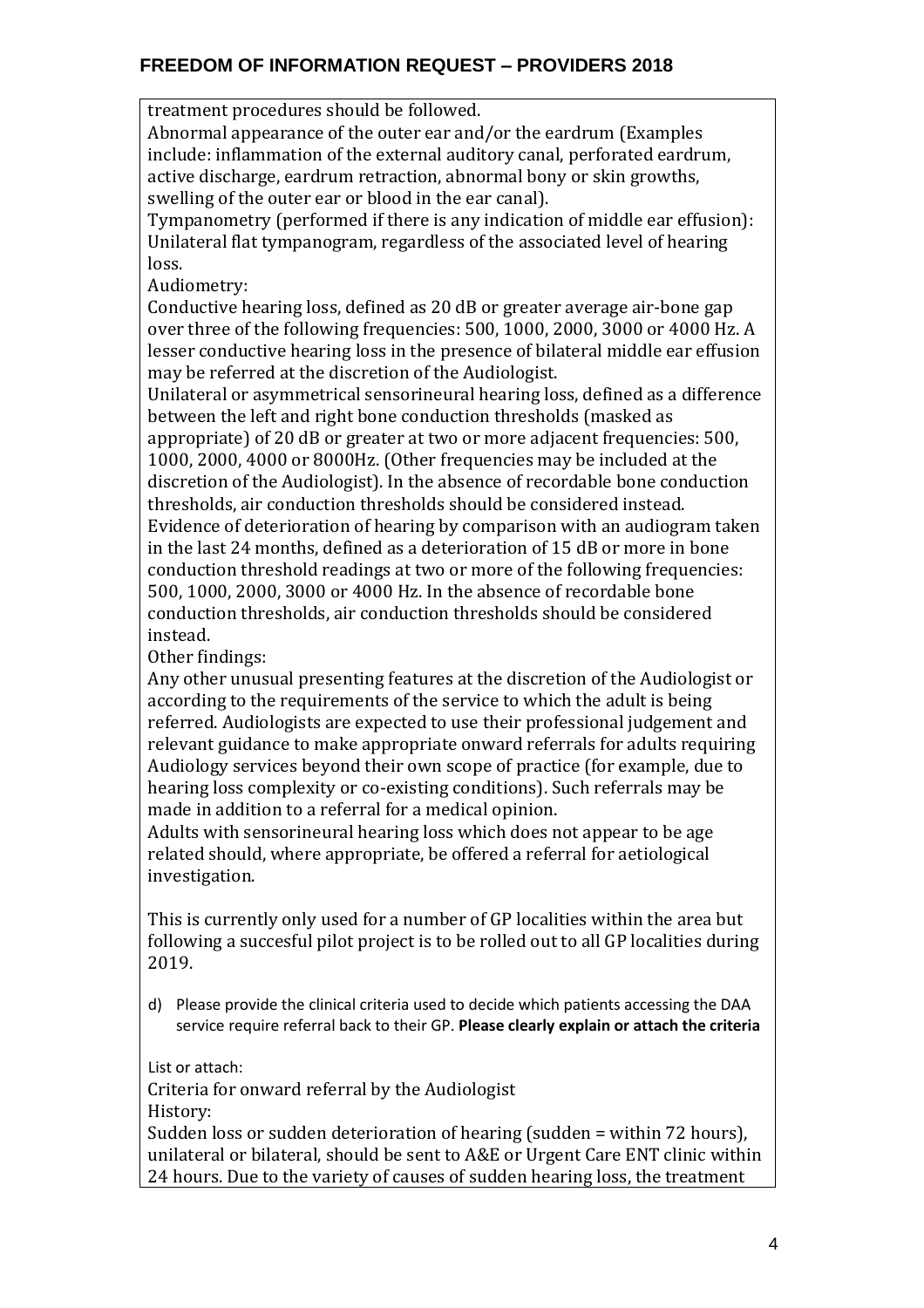treatment procedures should be followed.

Abnormal appearance of the outer ear and/or the eardrum (Examples include: inflammation of the external auditory canal, perforated eardrum, active discharge, eardrum retraction, abnormal bony or skin growths, swelling of the outer ear or blood in the ear canal).

Tympanometry (performed if there is any indication of middle ear effusion): Unilateral flat tympanogram, regardless of the associated level of hearing loss.

Audiometry:

Conductive hearing loss, defined as 20 dB or greater average air-bone gap over three of the following frequencies: 500, 1000, 2000, 3000 or 4000 Hz. A lesser conductive hearing loss in the presence of bilateral middle ear effusion may be referred at the discretion of the Audiologist.

Unilateral or asymmetrical sensorineural hearing loss, defined as a difference between the left and right bone conduction thresholds (masked as appropriate) of 20 dB or greater at two or more adjacent frequencies: 500, 1000, 2000, 4000 or 8000Hz. (Other frequencies may be included at the discretion of the Audiologist). In the absence of recordable bone conduction thresholds, air conduction thresholds should be considered instead.

Evidence of deterioration of hearing by comparison with an audiogram taken in the last 24 months, defined as a deterioration of 15 dB or more in bone conduction threshold readings at two or more of the following frequencies: 500, 1000, 2000, 3000 or 4000 Hz. In the absence of recordable bone conduction thresholds, air conduction thresholds should be considered instead.

Other findings:

Any other unusual presenting features at the discretion of the Audiologist or according to the requirements of the service to which the adult is being referred. Audiologists are expected to use their professional judgement and relevant guidance to make appropriate onward referrals for adults requiring Audiology services beyond their own scope of practice (for example, due to hearing loss complexity or co-existing conditions). Such referrals may be made in addition to a referral for a medical opinion.

Adults with sensorineural hearing loss which does not appear to be age related should, where appropriate, be offered a referral for aetiological investigation.

This is currently only used for a number of GP localities within the area but following a succesful pilot project is to be rolled out to all GP localities during 2019.

d) Please provide the clinical criteria used to decide which patients accessing the DAA service require referral back to their GP. **Please clearly explain or attach the criteria**

List or attach:

Criteria for onward referral by the Audiologist

History:

Sudden loss or sudden deterioration of hearing (sudden = within 72 hours), unilateral or bilateral, should be sent to A&E or Urgent Care ENT clinic within 24 hours. Due to the variety of causes of sudden hearing loss, the treatment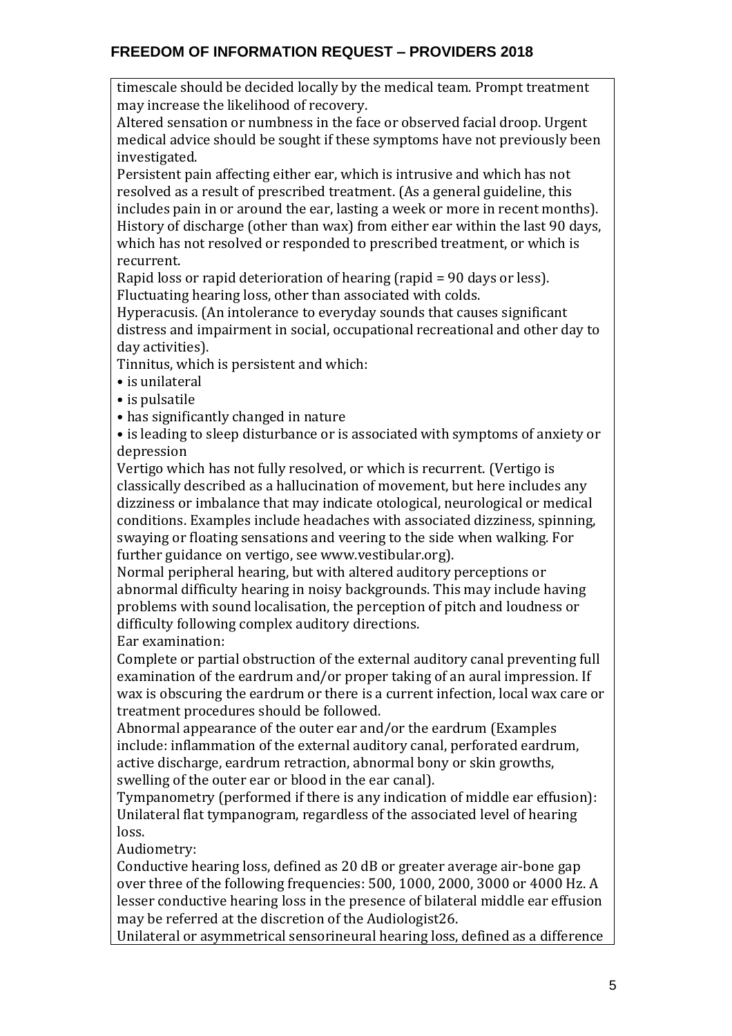timescale should be decided locally by the medical team. Prompt treatment may increase the likelihood of recovery.

Altered sensation or numbness in the face or observed facial droop. Urgent medical advice should be sought if these symptoms have not previously been investigated.

Persistent pain affecting either ear, which is intrusive and which has not resolved as a result of prescribed treatment. (As a general guideline, this includes pain in or around the ear, lasting a week or more in recent months).

History of discharge (other than wax) from either ear within the last 90 days, which has not resolved or responded to prescribed treatment, or which is recurrent.

Rapid loss or rapid deterioration of hearing (rapid = 90 days or less).

Fluctuating hearing loss, other than associated with colds.

Hyperacusis. (An intolerance to everyday sounds that causes significant distress and impairment in social, occupational recreational and other day to day activities).

Tinnitus, which is persistent and which:

- is unilateral
- is pulsatile
- has significantly changed in nature
- is leading to sleep disturbance or is associated with symptoms of anxiety or depression

Vertigo which has not fully resolved, or which is recurrent. (Vertigo is classically described as a hallucination of movement, but here includes any dizziness or imbalance that may indicate otological, neurological or medical conditions. Examples include headaches with associated dizziness, spinning, swaying or floating sensations and veering to the side when walking. For further guidance on vertigo, see www.vestibular.org).

Normal peripheral hearing, but with altered auditory perceptions or abnormal difficulty hearing in noisy backgrounds. This may include having problems with sound localisation, the perception of pitch and loudness or difficulty following complex auditory directions.

Ear examination:

Complete or partial obstruction of the external auditory canal preventing full examination of the eardrum and/or proper taking of an aural impression. If wax is obscuring the eardrum or there is a current infection, local wax care or treatment procedures should be followed.

Abnormal appearance of the outer ear and/or the eardrum (Examples include: inflammation of the external auditory canal, perforated eardrum, active discharge, eardrum retraction, abnormal bony or skin growths, swelling of the outer ear or blood in the ear canal).

Tympanometry (performed if there is any indication of middle ear effusion):

Unilateral flat tympanogram, regardless of the associated level of hearing loss.

Audiometry:

Conductive hearing loss, defined as 20 dB or greater average air-bone gap over three of the following frequencies: 500, 1000, 2000, 3000 or 4000 Hz. A lesser conductive hearing loss in the presence of bilateral middle ear effusion may be referred at the discretion of the Audiologist26.

Unilateral or asymmetrical sensorineural hearing loss, defined as a difference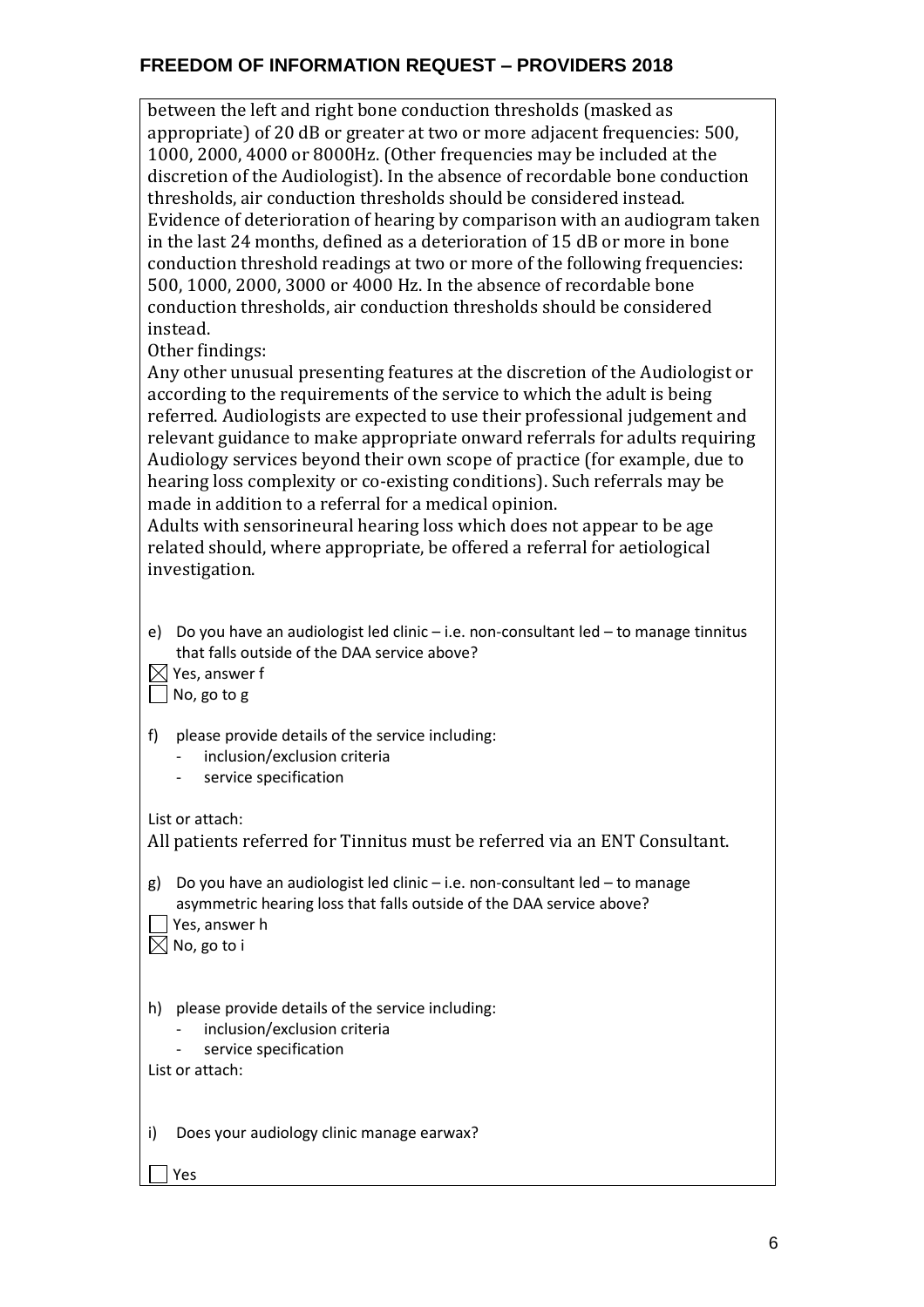between the left and right bone conduction thresholds (masked as appropriate) of 20 dB or greater at two or more adjacent frequencies: 500, 1000, 2000, 4000 or 8000Hz. (Other frequencies may be included at the discretion of the Audiologist). In the absence of recordable bone conduction thresholds, air conduction thresholds should be considered instead.
Evidence of deterioration of hearing by comparison with an audiogram taken in the last 24 months, defined as a deterioration of 15 dB or more in bone conduction threshold readings at two or more of the following frequencies: 500, 1000, 2000, 3000 or 4000 Hz. In the absence of recordable bone conduction thresholds, air conduction thresholds should be considered instead.

Other findings:

Any other unusual presenting features at the discretion of the Audiologist or according to the requirements of the service to which the adult is being referred. Audiologists are expected to use their professional judgement and relevant guidance to make appropriate onward referrals for adults requiring Audiology services beyond their own scope of practice (for example, due to hearing loss complexity or co-existing conditions). Such referrals may be made in addition to a referral for a medical opinion.

Adults with sensorineural hearing loss which does not appear to be age related should, where appropriate, be offered a referral for aetiological investigation.

e) Do you have an audiologist led clinic – i.e. non-consultant led – to manage tinnitus that falls outside of the DAA service above?

☒ Yes, answer f
☐ No, go to g

f) please provide details of the service including:
- inclusion/exclusion criteria
- service specification

List or attach:

All patients referred for Tinnitus must be referred via an ENT Consultant.

g) Do you have an audiologist led clinic – i.e. non-consultant led – to manage asymmetric hearing loss that falls outside of the DAA service above?

☐ Yes, answer h
☒ No, go to i

h) please provide details of the service including:
- inclusion/exclusion criteria
- service specification

List or attach:

i) Does your audiology clinic manage earwax?

☐ Yes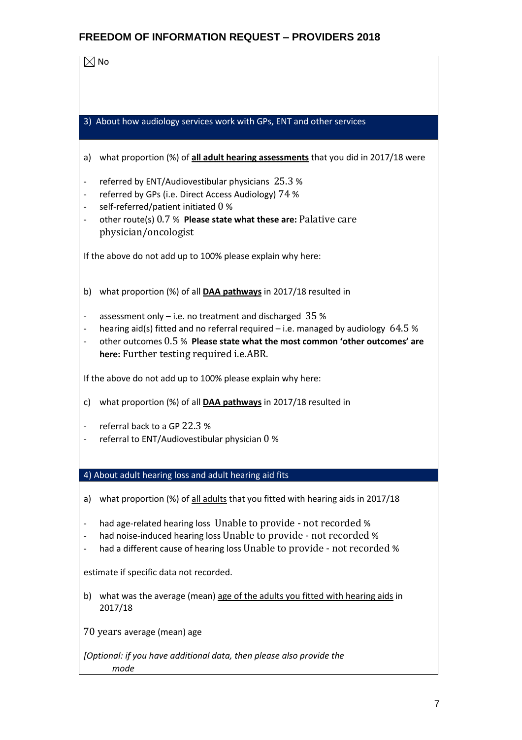☒ No

## 3) About how audiology services work with GPs, ENT and other services

a) what proportion (%) of **all adult hearing assessments** that you did in 2017/18 were

- referred by ENT/Audiovestibular physicians 25.3 %
- referred by GPs (i.e. Direct Access Audiology) 74 %
- self-referred/patient initiated 0 %
- other route(s) 0.7 % **Please state what these are:** Palative care physician/oncologist

If the above do not add up to 100% please explain why here:

b) what proportion (%) of all **DAA pathways** in 2017/18 resulted in

- assessment only – i.e. no treatment and discharged 35 %
- hearing aid(s) fitted and no referral required – i.e. managed by audiology 64.5 %
- other outcomes 0.5 % **Please state what the most common 'other outcomes' are here:** Further testing required i.e.ABR.

If the above do not add up to 100% please explain why here:

c) what proportion (%) of all **DAA pathways** in 2017/18 resulted in

- referral back to a GP 22.3 %
- referral to ENT/Audiovestibular physician 0 %

## 4) About adult hearing loss and adult hearing aid fits

a) what proportion (%) of all adults that you fitted with hearing aids in 2017/18

- had age-related hearing loss Unable to provide - not recorded %
- had noise-induced hearing loss Unable to provide - not recorded %
- had a different cause of hearing loss Unable to provide - not recorded %

estimate if specific data not recorded.

b) what was the average (mean) age of the adults you fitted with hearing aids in 2017/18

70 years average (mean) age

*[Optional: if you have additional data, then please also provide the mode*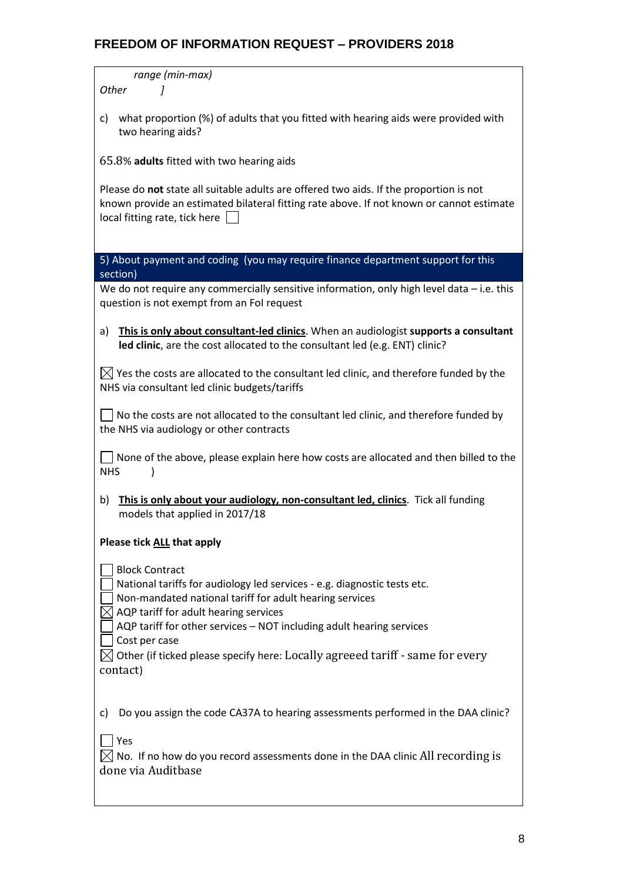*range (min-max)*
*Other ]*

c) what proportion (%) of adults that you fitted with hearing aids were provided with two hearing aids?

65.8% **adults** fitted with two hearing aids

Please do **not** state all suitable adults are offered two aids. If the proportion is not known provide an estimated bilateral fitting rate above. If not known or cannot estimate local fitting rate, tick here ☐

## 5) About payment and coding (you may require finance department support for this section)

We do not require any commercially sensitive information, only high level data – i.e. this question is not exempt from an FoI request

a) **This is only about consultant-led clinics**. When an audiologist **supports a consultant led clinic**, are the cost allocated to the consultant led (e.g. ENT) clinic?

☒ Yes the costs are allocated to the consultant led clinic, and therefore funded by the NHS via consultant led clinic budgets/tariffs

☐ No the costs are not allocated to the consultant led clinic, and therefore funded by the NHS via audiology or other contracts

☐ None of the above, please explain here how costs are allocated and then billed to the NHS )

b) **This is only about your audiology, non-consultant led, clinics**. Tick all funding models that applied in 2017/18

**Please tick ALL that apply**

☐ Block Contract
☐ National tariffs for audiology led services - e.g. diagnostic tests etc.
☐ Non-mandated national tariff for adult hearing services
☒ AQP tariff for adult hearing services
☐ AQP tariff for other services – NOT including adult hearing services
☐ Cost per case
☒ Other (if ticked please specify here: Locally agreeed tariff - same for every contact)

c) Do you assign the code CA37A to hearing assessments performed in the DAA clinic?

☐ Yes
☒ No. If no how do you record assessments done in the DAA clinic All recording is done via Auditbase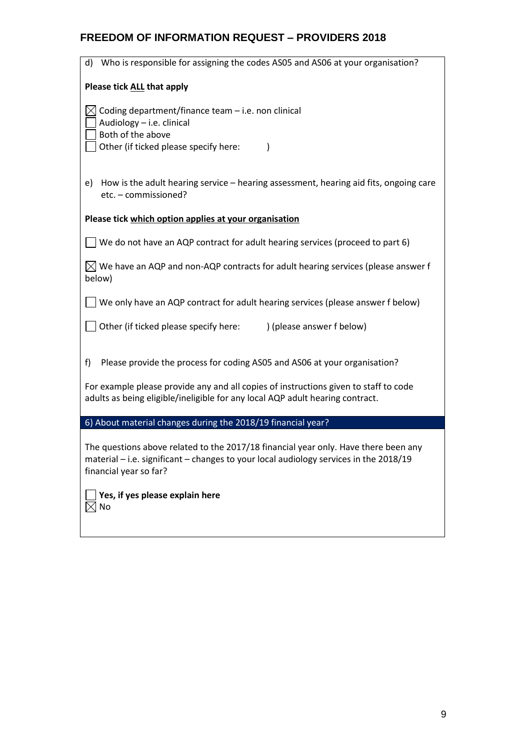d) Who is responsible for assigning the codes AS05 and AS06 at your organisation?

**Please tick ALL that apply**

☒ Coding department/finance team – i.e. non clinical
☐ Audiology – i.e. clinical
☐ Both of the above
☐ Other (if ticked please specify here: )

e) How is the adult hearing service – hearing assessment, hearing aid fits, ongoing care etc. – commissioned?

**Please tick which option applies at your organisation**

☐ We do not have an AQP contract for adult hearing services (proceed to part 6)

☒ We have an AQP and non-AQP contracts for adult hearing services (please answer f below)

☐ We only have an AQP contract for adult hearing services (please answer f below)

☐ Other (if ticked please specify here: ) (please answer f below)

f) Please provide the process for coding AS05 and AS06 at your organisation?

For example please provide any and all copies of instructions given to staff to code adults as being eligible/ineligible for any local AQP adult hearing contract.

## 6) About material changes during the 2018/19 financial year?

The questions above related to the 2017/18 financial year only. Have there been any material – i.e. significant – changes to your local audiology services in the 2018/19 financial year so far?

☐ **Yes, if yes please explain here**
☒ No